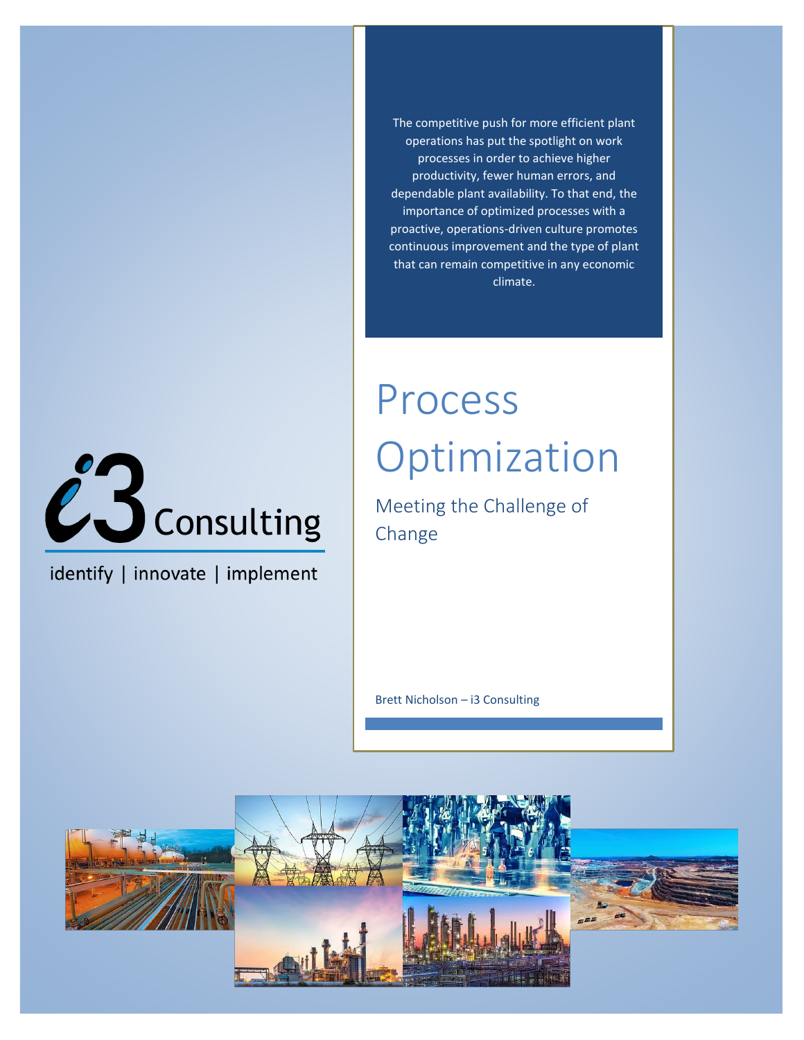The competitive push for more efficient plant operations has put the spotlight on work processes in order to achieve higher productivity, fewer human errors, and dependable plant availability. To that end, the importance of optimized processes with a proactive, operations-driven culture promotes continuous improvement and the type of plant that can remain competitive in any economic climate.

# Process Optimization

## Meeting the Challenge of Change

Brett Nicholson – i3 Consulting

i3 Consulting

identify | innovate | implement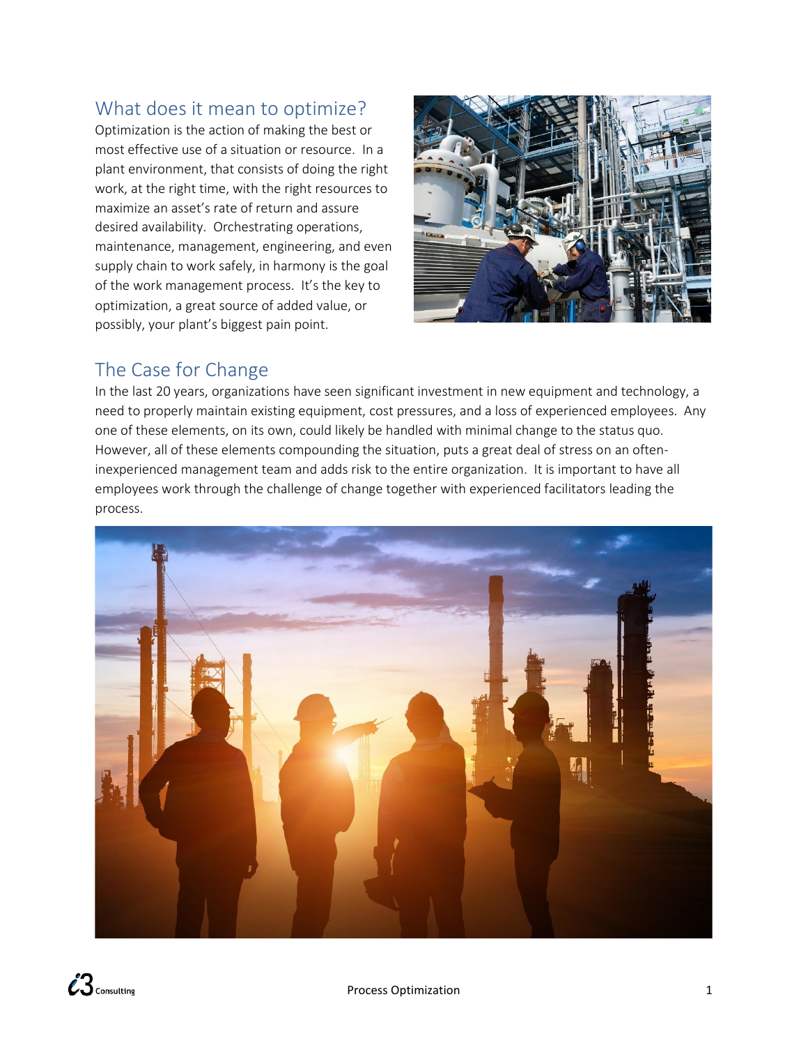## What does it mean to optimize?

Optimization is the action of making the best or most effective use of a situation or resource. In a plant environment, that consists of doing the right work, at the right time, with the right resources to maximize an asset's rate of return and assure desired availability. Orchestrating operations, maintenance, management, engineering, and even supply chain to work safely, in harmony is the goal of the work management process. It's the key to optimization, a great source of added value, or possibly, your plant's biggest pain point.

## The Case for Change

In the last 20 years, organizations have seen significant investment in new equipment and technology, a need to properly maintain existing equipment, cost pressures, and a loss of experienced employees. Any one of these elements, on its own, could likely be handled with minimal change to the status quo. However, all of these elements compounding the situation, puts a great deal of stress on an often-inexperienced management team and adds risk to the entire organization. It is important to have all employees work through the challenge of change together with experienced facilitators leading the process.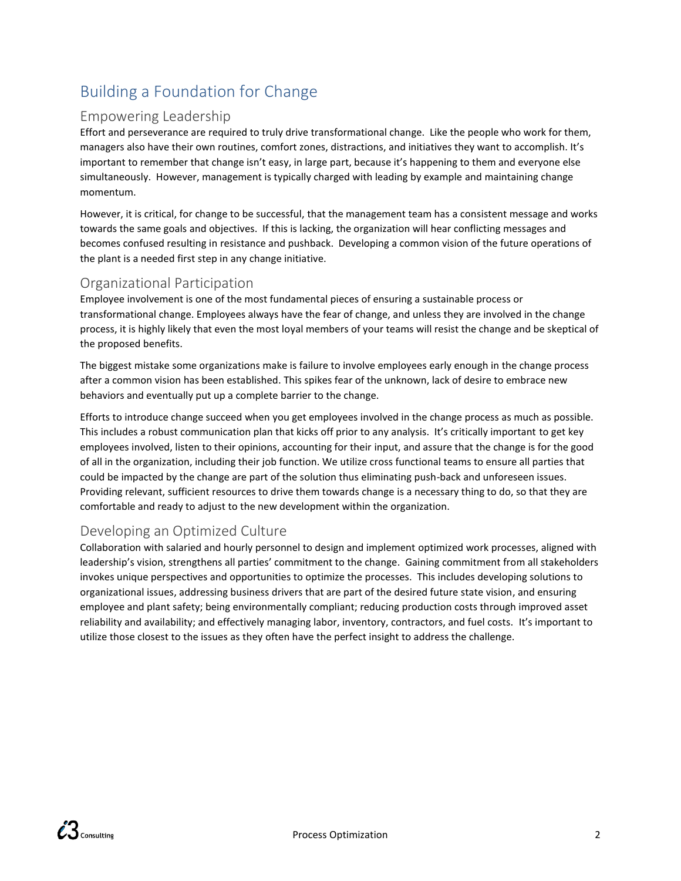# Building a Foundation for Change

## Empowering Leadership

Effort and perseverance are required to truly drive transformational change. Like the people who work for them, managers also have their own routines, comfort zones, distractions, and initiatives they want to accomplish. It's important to remember that change isn't easy, in large part, because it's happening to them and everyone else simultaneously. However, management is typically charged with leading by example and maintaining change momentum.

However, it is critical, for change to be successful, that the management team has a consistent message and works towards the same goals and objectives. If this is lacking, the organization will hear conflicting messages and becomes confused resulting in resistance and pushback. Developing a common vision of the future operations of the plant is a needed first step in any change initiative.

## Organizational Participation

Employee involvement is one of the most fundamental pieces of ensuring a sustainable process or transformational change. Employees always have the fear of change, and unless they are involved in the change process, it is highly likely that even the most loyal members of your teams will resist the change and be skeptical of the proposed benefits.

The biggest mistake some organizations make is failure to involve employees early enough in the change process after a common vision has been established. This spikes fear of the unknown, lack of desire to embrace new behaviors and eventually put up a complete barrier to the change.

Efforts to introduce change succeed when you get employees involved in the change process as much as possible. This includes a robust communication plan that kicks off prior to any analysis. It's critically important to get key employees involved, listen to their opinions, accounting for their input, and assure that the change is for the good of all in the organization, including their job function. We utilize cross functional teams to ensure all parties that could be impacted by the change are part of the solution thus eliminating push-back and unforeseen issues. Providing relevant, sufficient resources to drive them towards change is a necessary thing to do, so that they are comfortable and ready to adjust to the new development within the organization.

## Developing an Optimized Culture

Collaboration with salaried and hourly personnel to design and implement optimized work processes, aligned with leadership's vision, strengthens all parties' commitment to the change. Gaining commitment from all stakeholders invokes unique perspectives and opportunities to optimize the processes. This includes developing solutions to organizational issues, addressing business drivers that are part of the desired future state vision, and ensuring employee and plant safety; being environmentally compliant; reducing production costs through improved asset reliability and availability; and effectively managing labor, inventory, contractors, and fuel costs. It's important to utilize those closest to the issues as they often have the perfect insight to address the challenge.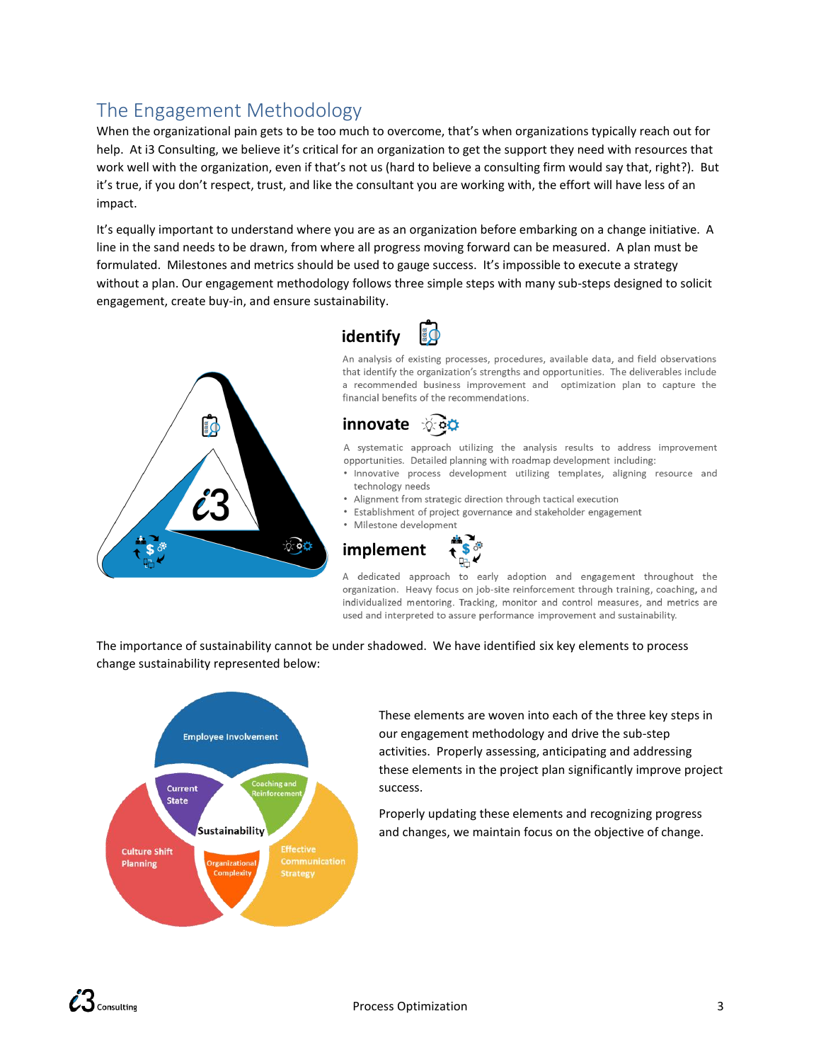## The Engagement Methodology

When the organizational pain gets to be too much to overcome, that's when organizations typically reach out for help. At i3 Consulting, we believe it's critical for an organization to get the support they need with resources that work well with the organization, even if that's not us (hard to believe a consulting firm would say that, right?). But it's true, if you don't respect, trust, and like the consultant you are working with, the effort will have less of an impact.

It's equally important to understand where you are as an organization before embarking on a change initiative. A line in the sand needs to be drawn, from where all progress moving forward can be measured. A plan must be formulated. Milestones and metrics should be used to gauge success. It's impossible to execute a strategy without a plan. Our engagement methodology follows three simple steps with many sub-steps designed to solicit engagement, create buy-in, and ensure sustainability.

### identify

An analysis of existing processes, procedures, available data, and field observations that identify the organization's strengths and opportunities. The deliverables include a recommended business improvement and optimization plan to capture the financial benefits of the recommendations.

### innovate

A systematic approach utilizing the analysis results to address improvement opportunities. Detailed planning with roadmap development including:

- Innovative process development utilizing templates, aligning resource and technology needs
- Alignment from strategic direction through tactical execution
- Establishment of project governance and stakeholder engagement
- Milestone development

### implement

A dedicated approach to early adoption and engagement throughout the organization. Heavy focus on job-site reinforcement through training, coaching, and individualized mentoring. Tracking, monitor and control measures, and metrics are used and interpreted to assure performance improvement and sustainability.

The importance of sustainability cannot be under shadowed. We have identified six key elements to process change sustainability represented below:

Employee Involvement, Current State, Coaching and Reinforcement, Sustainability, Culture Shift Planning, Organizational Complexity, Effective Communication Strategy

These elements are woven into each of the three key steps in our engagement methodology and drive the sub-step activities. Properly assessing, anticipating and addressing these elements in the project plan significantly improve project success.

Properly updating these elements and recognizing progress and changes, we maintain focus on the objective of change.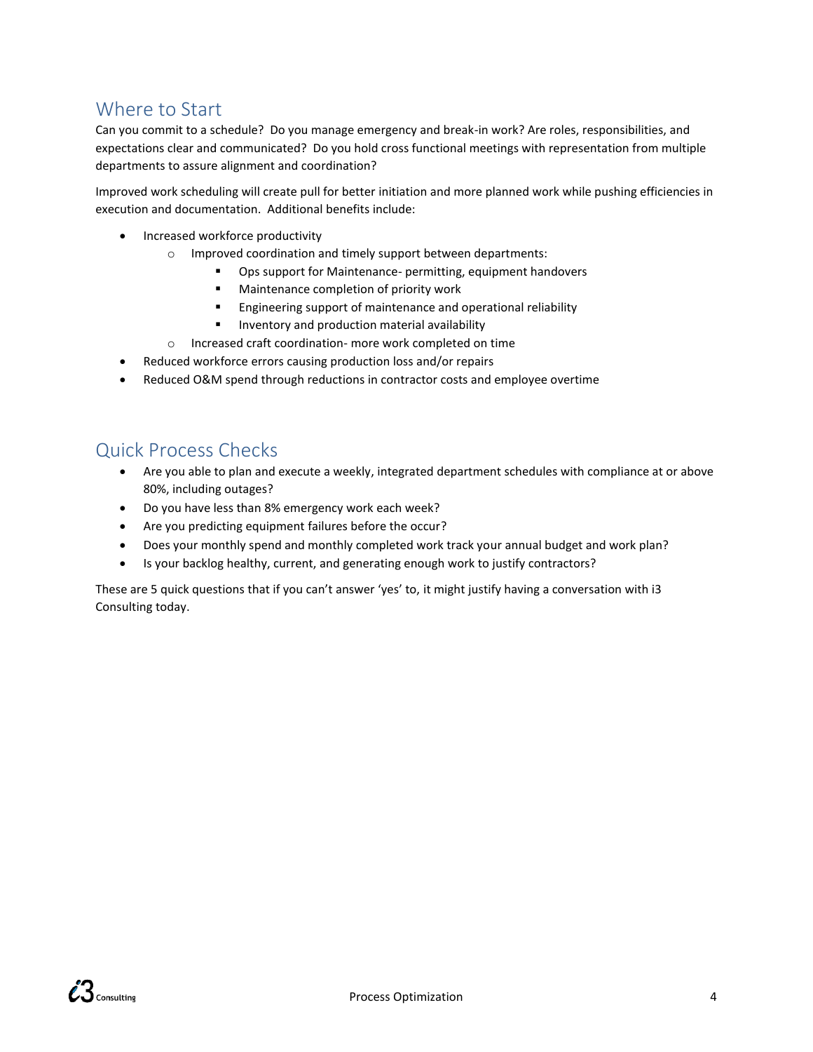## Where to Start

Can you commit to a schedule? Do you manage emergency and break-in work? Are roles, responsibilities, and expectations clear and communicated? Do you hold cross functional meetings with representation from multiple departments to assure alignment and coordination?

Improved work scheduling will create pull for better initiation and more planned work while pushing efficiencies in execution and documentation. Additional benefits include:

- Increased workforce productivity
  - Improved coordination and timely support between departments:
    - Ops support for Maintenance- permitting, equipment handovers
    - Maintenance completion of priority work
    - Engineering support of maintenance and operational reliability
    - Inventory and production material availability
  - Increased craft coordination- more work completed on time
- Reduced workforce errors causing production loss and/or repairs
- Reduced O&M spend through reductions in contractor costs and employee overtime

## Quick Process Checks

- Are you able to plan and execute a weekly, integrated department schedules with compliance at or above 80%, including outages?
- Do you have less than 8% emergency work each week?
- Are you predicting equipment failures before the occur?
- Does your monthly spend and monthly completed work track your annual budget and work plan?
- Is your backlog healthy, current, and generating enough work to justify contractors?

These are 5 quick questions that if you can't answer 'yes' to, it might justify having a conversation with i3 Consulting today.